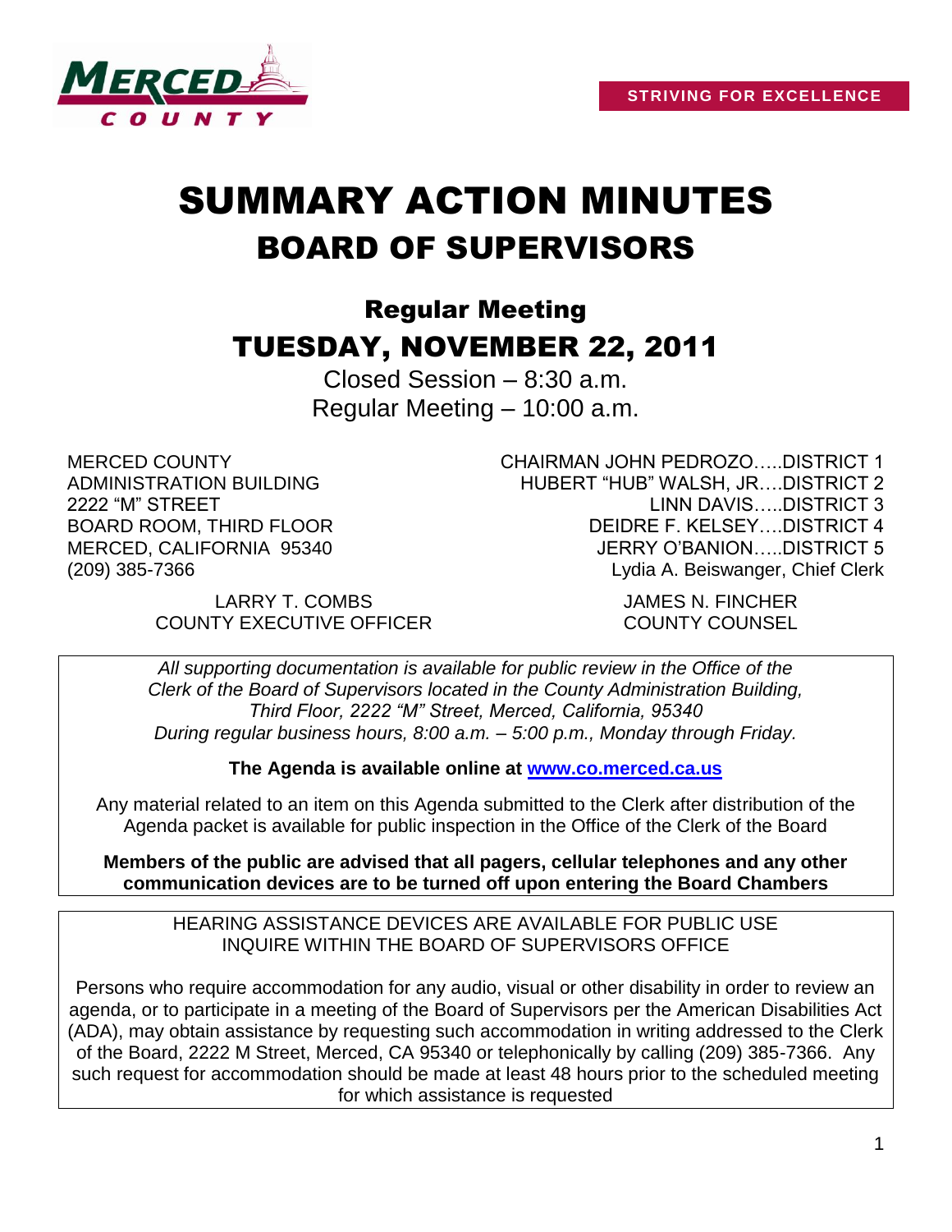STRIVING FOR EXCELLENCE

# SUMMARY ACTION MINUTES

## BOARD OF SUPERVISORS

### Regular Meeting

### TUESDAY, NOVEMBER 22, 2011

Closed Session – 8:30 a.m.
Regular Meeting – 10:00 a.m.

MERCED COUNTY
ADMINISTRATION BUILDING
2222 "M" STREET
BOARD ROOM, THIRD FLOOR
MERCED, CALIFORNIA 95340
(209) 385-7366

CHAIRMAN JOHN PEDROZO…..DISTRICT 1
HUBERT "HUB" WALSH, JR….DISTRICT 2
LINN DAVIS…..DISTRICT 3
DEIDRE F. KELSEY….DISTRICT 4
JERRY O'BANION…..DISTRICT 5
Lydia A. Beiswanger, Chief Clerk

LARRY T. COMBS
COUNTY EXECUTIVE OFFICER

JAMES N. FINCHER
COUNTY COUNSEL

*All supporting documentation is available for public review in the Office of the Clerk of the Board of Supervisors located in the County Administration Building, Third Floor, 2222 "M" Street, Merced, California, 95340 During regular business hours, 8:00 a.m. – 5:00 p.m., Monday through Friday.*

**The Agenda is available online at [www.co.merced.ca.us](http://www.co.merced.ca.us)**

Any material related to an item on this Agenda submitted to the Clerk after distribution of the Agenda packet is available for public inspection in the Office of the Clerk of the Board

**Members of the public are advised that all pagers, cellular telephones and any other communication devices are to be turned off upon entering the Board Chambers**

HEARING ASSISTANCE DEVICES ARE AVAILABLE FOR PUBLIC USE
INQUIRE WITHIN THE BOARD OF SUPERVISORS OFFICE

Persons who require accommodation for any audio, visual or other disability in order to review an agenda, or to participate in a meeting of the Board of Supervisors per the American Disabilities Act (ADA), may obtain assistance by requesting such accommodation in writing addressed to the Clerk of the Board, 2222 M Street, Merced, CA 95340 or telephonically by calling (209) 385-7366. Any such request for accommodation should be made at least 48 hours prior to the scheduled meeting for which assistance is requested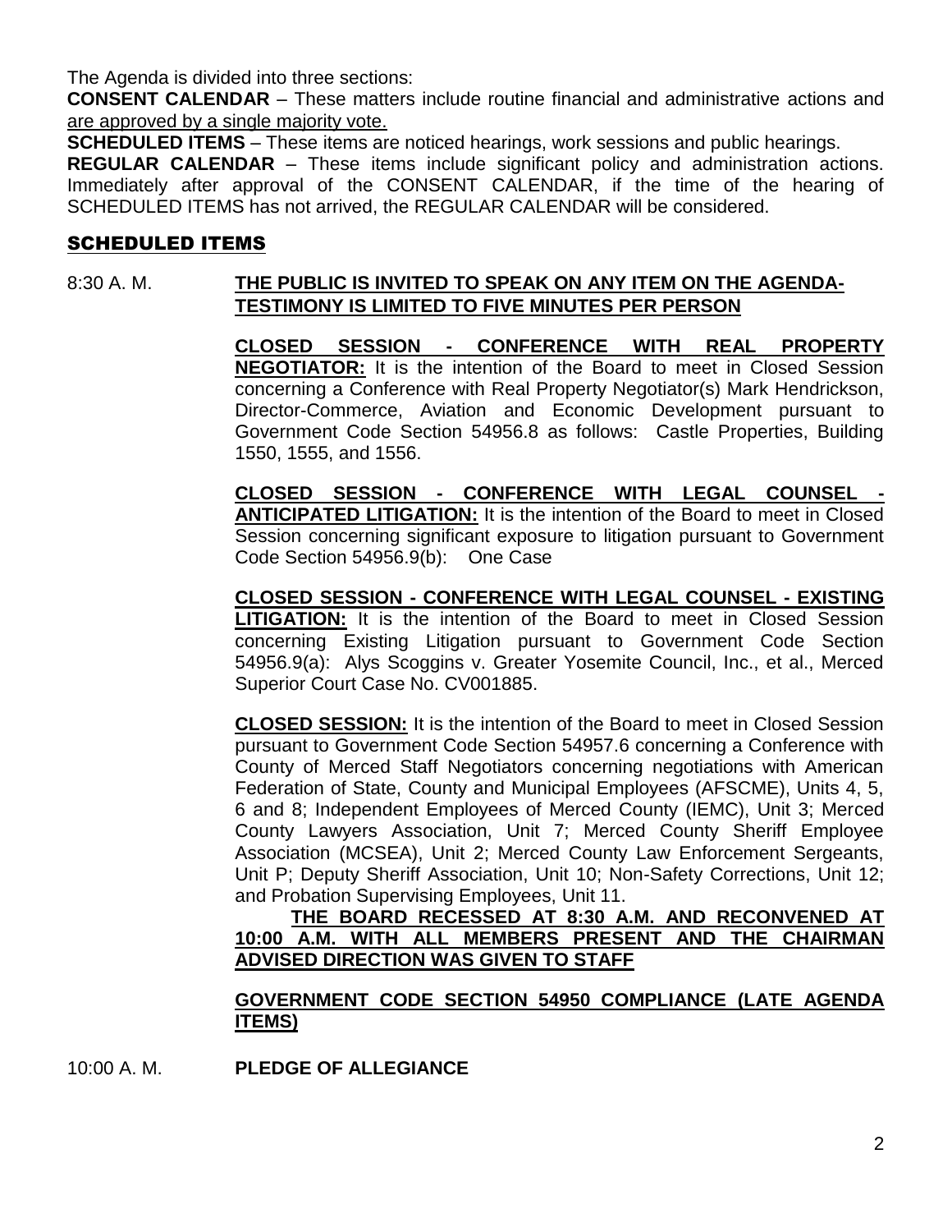The Agenda is divided into three sections:

**CONSENT CALENDAR** – These matters include routine financial and administrative actions and are approved by a single majority vote.

**SCHEDULED ITEMS** – These items are noticed hearings, work sessions and public hearings.

**REGULAR CALENDAR** – These items include significant policy and administration actions. Immediately after approval of the CONSENT CALENDAR, if the time of the hearing of SCHEDULED ITEMS has not arrived, the REGULAR CALENDAR will be considered.

## SCHEDULED ITEMS

8:30 A. M. **THE PUBLIC IS INVITED TO SPEAK ON ANY ITEM ON THE AGENDA-TESTIMONY IS LIMITED TO FIVE MINUTES PER PERSON**

**CLOSED SESSION - CONFERENCE WITH REAL PROPERTY NEGOTIATOR:** It is the intention of the Board to meet in Closed Session concerning a Conference with Real Property Negotiator(s) Mark Hendrickson, Director-Commerce, Aviation and Economic Development pursuant to Government Code Section 54956.8 as follows: Castle Properties, Building 1550, 1555, and 1556.

**CLOSED SESSION - CONFERENCE WITH LEGAL COUNSEL - ANTICIPATED LITIGATION:** It is the intention of the Board to meet in Closed Session concerning significant exposure to litigation pursuant to Government Code Section 54956.9(b): One Case

**CLOSED SESSION - CONFERENCE WITH LEGAL COUNSEL - EXISTING LITIGATION:** It is the intention of the Board to meet in Closed Session concerning Existing Litigation pursuant to Government Code Section 54956.9(a): Alys Scoggins v. Greater Yosemite Council, Inc., et al., Merced Superior Court Case No. CV001885.

**CLOSED SESSION:** It is the intention of the Board to meet in Closed Session pursuant to Government Code Section 54957.6 concerning a Conference with County of Merced Staff Negotiators concerning negotiations with American Federation of State, County and Municipal Employees (AFSCME), Units 4, 5, 6 and 8; Independent Employees of Merced County (IEMC), Unit 3; Merced County Lawyers Association, Unit 7; Merced County Sheriff Employee Association (MCSEA), Unit 2; Merced County Law Enforcement Sergeants, Unit P; Deputy Sheriff Association, Unit 10; Non-Safety Corrections, Unit 12; and Probation Supervising Employees, Unit 11.

**THE BOARD RECESSED AT 8:30 A.M. AND RECONVENED AT 10:00 A.M. WITH ALL MEMBERS PRESENT AND THE CHAIRMAN ADVISED DIRECTION WAS GIVEN TO STAFF**

**GOVERNMENT CODE SECTION 54950 COMPLIANCE (LATE AGENDA ITEMS)**

10:00 A. M. **PLEDGE OF ALLEGIANCE**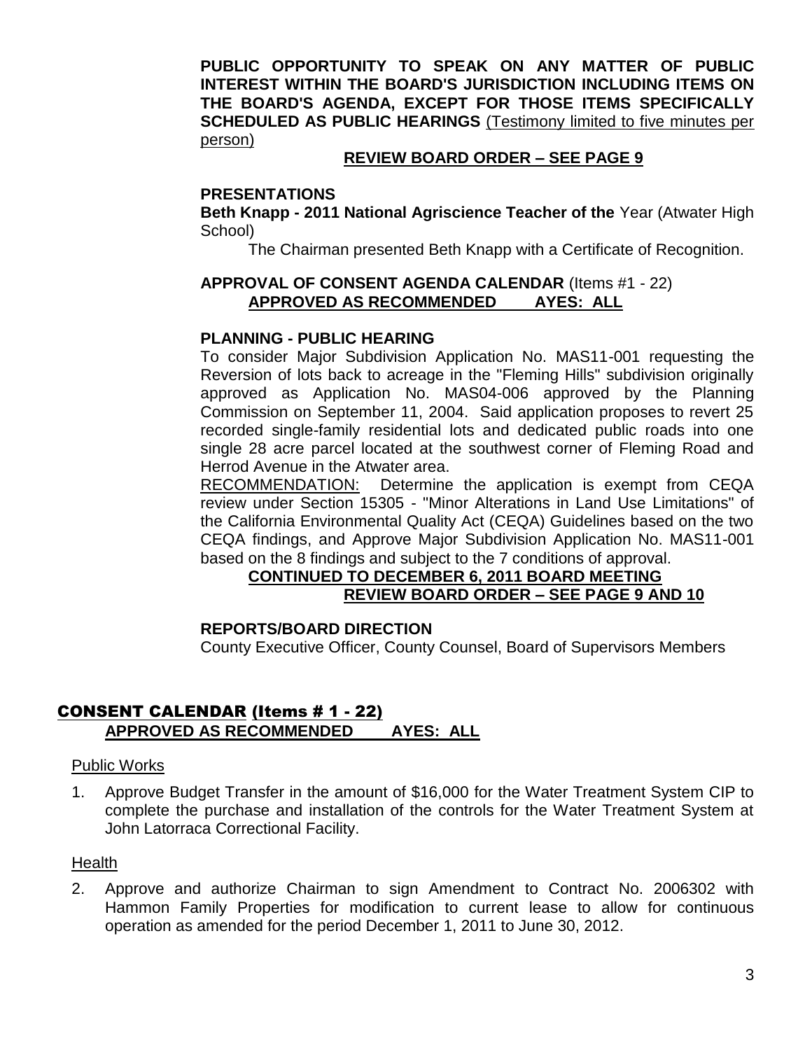**PUBLIC OPPORTUNITY TO SPEAK ON ANY MATTER OF PUBLIC INTEREST WITHIN THE BOARD'S JURISDICTION INCLUDING ITEMS ON THE BOARD'S AGENDA, EXCEPT FOR THOSE ITEMS SPECIFICALLY SCHEDULED AS PUBLIC HEARINGS** (Testimony limited to five minutes per person)

**REVIEW BOARD ORDER – SEE PAGE 9**

**PRESENTATIONS**

**Beth Knapp - 2011 National Agriscience Teacher of the** Year (Atwater High School)

The Chairman presented Beth Knapp with a Certificate of Recognition.

**APPROVAL OF CONSENT AGENDA CALENDAR** (Items #1 - 22)
**APPROVED AS RECOMMENDED AYES: ALL**

**PLANNING - PUBLIC HEARING**

To consider Major Subdivision Application No. MAS11-001 requesting the Reversion of lots back to acreage in the "Fleming Hills" subdivision originally approved as Application No. MAS04-006 approved by the Planning Commission on September 11, 2004. Said application proposes to revert 25 recorded single-family residential lots and dedicated public roads into one single 28 acre parcel located at the southwest corner of Fleming Road and Herrod Avenue in the Atwater area.

RECOMMENDATION: Determine the application is exempt from CEQA review under Section 15305 - "Minor Alterations in Land Use Limitations" of the California Environmental Quality Act (CEQA) Guidelines based on the two CEQA findings, and Approve Major Subdivision Application No. MAS11-001 based on the 8 findings and subject to the 7 conditions of approval.

**CONTINUED TO DECEMBER 6, 2011 BOARD MEETING**
**REVIEW BOARD ORDER – SEE PAGE 9 AND 10**

**REPORTS/BOARD DIRECTION**

County Executive Officer, County Counsel, Board of Supervisors Members

## CONSENT CALENDAR (Items # 1 - 22)

**APPROVED AS RECOMMENDED AYES: ALL**

Public Works

1. Approve Budget Transfer in the amount of $16,000 for the Water Treatment System CIP to complete the purchase and installation of the controls for the Water Treatment System at John Latorraca Correctional Facility.

Health

2. Approve and authorize Chairman to sign Amendment to Contract No. 2006302 with Hammon Family Properties for modification to current lease to allow for continuous operation as amended for the period December 1, 2011 to June 30, 2012.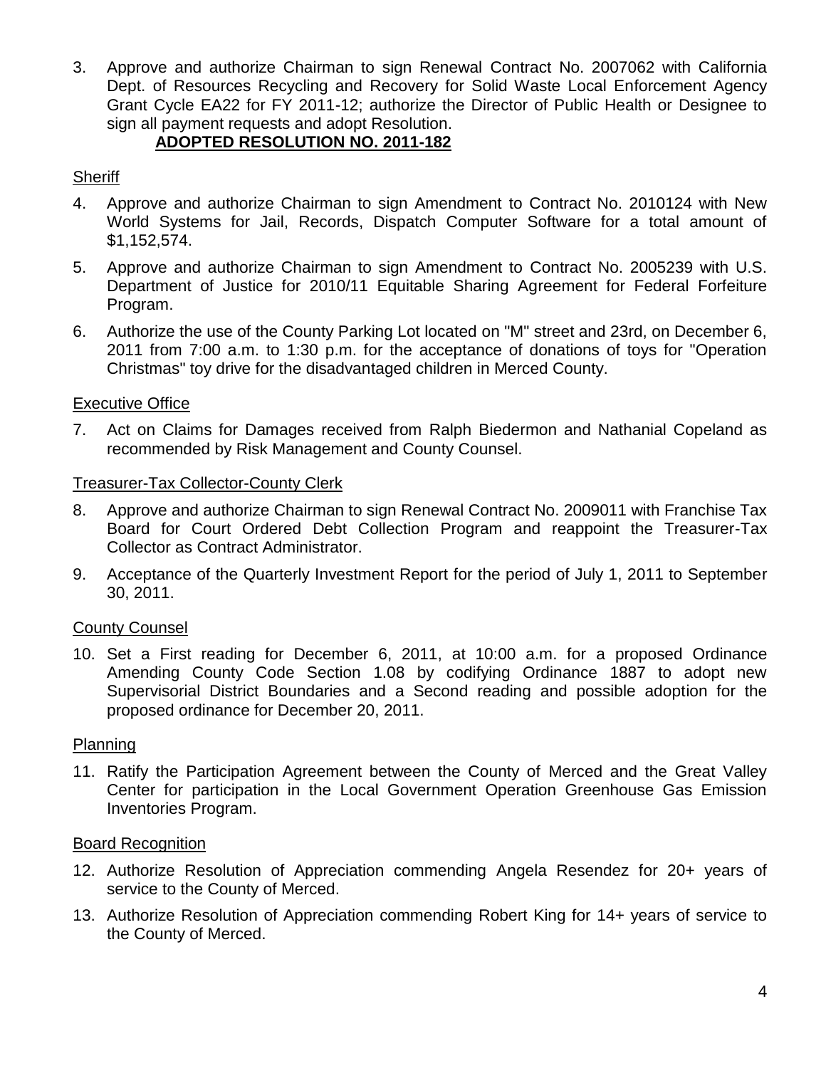3. Approve and authorize Chairman to sign Renewal Contract No. 2007062 with California Dept. of Resources Recycling and Recovery for Solid Waste Local Enforcement Agency Grant Cycle EA22 for FY 2011-12; authorize the Director of Public Health or Designee to sign all payment requests and adopt Resolution.

   **ADOPTED RESOLUTION NO. 2011-182**

Sheriff

4. Approve and authorize Chairman to sign Amendment to Contract No. 2010124 with New World Systems for Jail, Records, Dispatch Computer Software for a total amount of $1,152,574.
5. Approve and authorize Chairman to sign Amendment to Contract No. 2005239 with U.S. Department of Justice for 2010/11 Equitable Sharing Agreement for Federal Forfeiture Program.
6. Authorize the use of the County Parking Lot located on "M" street and 23rd, on December 6, 2011 from 7:00 a.m. to 1:30 p.m. for the acceptance of donations of toys for "Operation Christmas" toy drive for the disadvantaged children in Merced County.

Executive Office

7. Act on Claims for Damages received from Ralph Biedermon and Nathanial Copeland as recommended by Risk Management and County Counsel.

Treasurer-Tax Collector-County Clerk

8. Approve and authorize Chairman to sign Renewal Contract No. 2009011 with Franchise Tax Board for Court Ordered Debt Collection Program and reappoint the Treasurer-Tax Collector as Contract Administrator.
9. Acceptance of the Quarterly Investment Report for the period of July 1, 2011 to September 30, 2011.

County Counsel

10. Set a First reading for December 6, 2011, at 10:00 a.m. for a proposed Ordinance Amending County Code Section 1.08 by codifying Ordinance 1887 to adopt new Supervisorial District Boundaries and a Second reading and possible adoption for the proposed ordinance for December 20, 2011.

Planning

11. Ratify the Participation Agreement between the County of Merced and the Great Valley Center for participation in the Local Government Operation Greenhouse Gas Emission Inventories Program.

Board Recognition

12. Authorize Resolution of Appreciation commending Angela Resendez for 20+ years of service to the County of Merced.
13. Authorize Resolution of Appreciation commending Robert King for 14+ years of service to the County of Merced.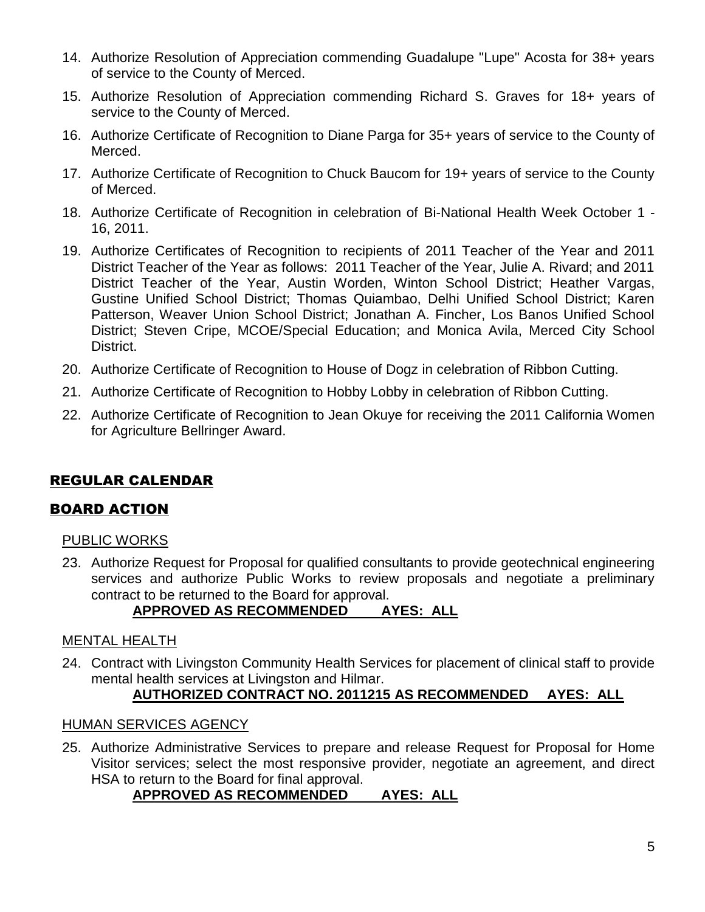14. Authorize Resolution of Appreciation commending Guadalupe "Lupe" Acosta for 38+ years of service to the County of Merced.
15. Authorize Resolution of Appreciation commending Richard S. Graves for 18+ years of service to the County of Merced.
16. Authorize Certificate of Recognition to Diane Parga for 35+ years of service to the County of Merced.
17. Authorize Certificate of Recognition to Chuck Baucom for 19+ years of service to the County of Merced.
18. Authorize Certificate of Recognition in celebration of Bi-National Health Week October 1 - 16, 2011.
19. Authorize Certificates of Recognition to recipients of 2011 Teacher of the Year and 2011 District Teacher of the Year as follows: 2011 Teacher of the Year, Julie A. Rivard; and 2011 District Teacher of the Year, Austin Worden, Winton School District; Heather Vargas, Gustine Unified School District; Thomas Quiambao, Delhi Unified School District; Karen Patterson, Weaver Union School District; Jonathan A. Fincher, Los Banos Unified School District; Steven Cripe, MCOE/Special Education; and Monica Avila, Merced City School District.
20. Authorize Certificate of Recognition to House of Dogz in celebration of Ribbon Cutting.
21. Authorize Certificate of Recognition to Hobby Lobby in celebration of Ribbon Cutting.
22. Authorize Certificate of Recognition to Jean Okuye for receiving the 2011 California Women for Agriculture Bellringer Award.

## REGULAR CALENDAR

## BOARD ACTION

### PUBLIC WORKS

23. Authorize Request for Proposal for qualified consultants to provide geotechnical engineering services and authorize Public Works to review proposals and negotiate a preliminary contract to be returned to the Board for approval.

    **APPROVED AS RECOMMENDED AYES: ALL**

### MENTAL HEALTH

24. Contract with Livingston Community Health Services for placement of clinical staff to provide mental health services at Livingston and Hilmar.

    **AUTHORIZED CONTRACT NO. 2011215 AS RECOMMENDED AYES: ALL**

### HUMAN SERVICES AGENCY

25. Authorize Administrative Services to prepare and release Request for Proposal for Home Visitor services; select the most responsive provider, negotiate an agreement, and direct HSA to return to the Board for final approval.

    **APPROVED AS RECOMMENDED AYES: ALL**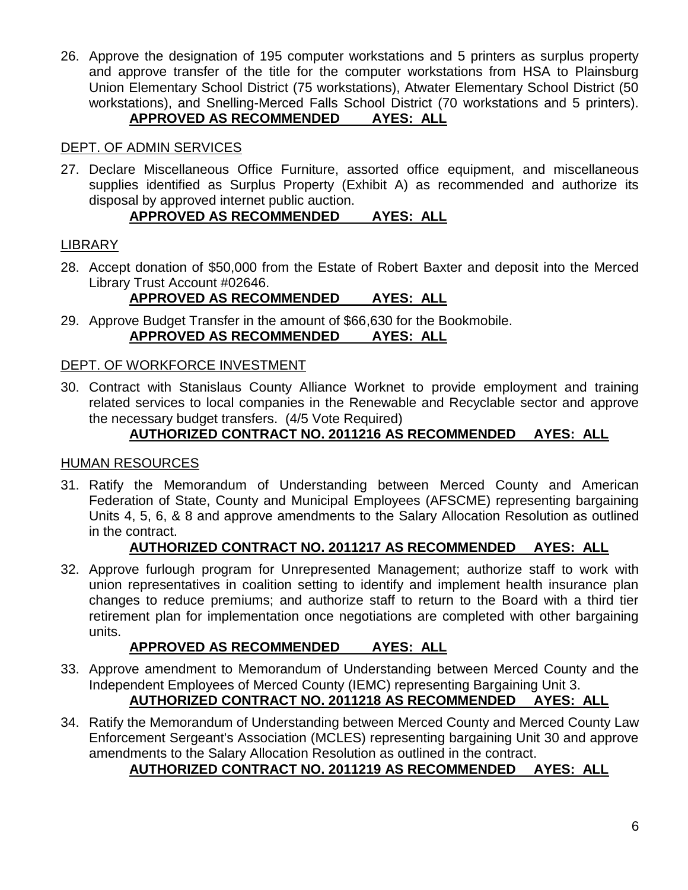26. Approve the designation of 195 computer workstations and 5 printers as surplus property and approve transfer of the title for the computer workstations from HSA to Plainsburg Union Elementary School District (75 workstations), Atwater Elementary School District (50 workstations), and Snelling-Merced Falls School District (70 workstations and 5 printers).
    **APPROVED AS RECOMMENDED AYES: ALL**

DEPT. OF ADMIN SERVICES

27. Declare Miscellaneous Office Furniture, assorted office equipment, and miscellaneous supplies identified as Surplus Property (Exhibit A) as recommended and authorize its disposal by approved internet public auction.
    **APPROVED AS RECOMMENDED AYES: ALL**

LIBRARY

28. Accept donation of $50,000 from the Estate of Robert Baxter and deposit into the Merced Library Trust Account #02646.
    **APPROVED AS RECOMMENDED AYES: ALL**

29. Approve Budget Transfer in the amount of $66,630 for the Bookmobile.
    **APPROVED AS RECOMMENDED AYES: ALL**

DEPT. OF WORKFORCE INVESTMENT

30. Contract with Stanislaus County Alliance Worknet to provide employment and training related services to local companies in the Renewable and Recyclable sector and approve the necessary budget transfers. (4/5 Vote Required)
    **AUTHORIZED CONTRACT NO. 2011216 AS RECOMMENDED AYES: ALL**

HUMAN RESOURCES

31. Ratify the Memorandum of Understanding between Merced County and American Federation of State, County and Municipal Employees (AFSCME) representing bargaining Units 4, 5, 6, & 8 and approve amendments to the Salary Allocation Resolution as outlined in the contract.
    **AUTHORIZED CONTRACT NO. 2011217 AS RECOMMENDED AYES: ALL**

32. Approve furlough program for Unrepresented Management; authorize staff to work with union representatives in coalition setting to identify and implement health insurance plan changes to reduce premiums; and authorize staff to return to the Board with a third tier retirement plan for implementation once negotiations are completed with other bargaining units.
    **APPROVED AS RECOMMENDED AYES: ALL**

33. Approve amendment to Memorandum of Understanding between Merced County and the Independent Employees of Merced County (IEMC) representing Bargaining Unit 3.
    **AUTHORIZED CONTRACT NO. 2011218 AS RECOMMENDED AYES: ALL**

34. Ratify the Memorandum of Understanding between Merced County and Merced County Law Enforcement Sergeant's Association (MCLES) representing bargaining Unit 30 and approve amendments to the Salary Allocation Resolution as outlined in the contract.
    **AUTHORIZED CONTRACT NO. 2011219 AS RECOMMENDED AYES: ALL**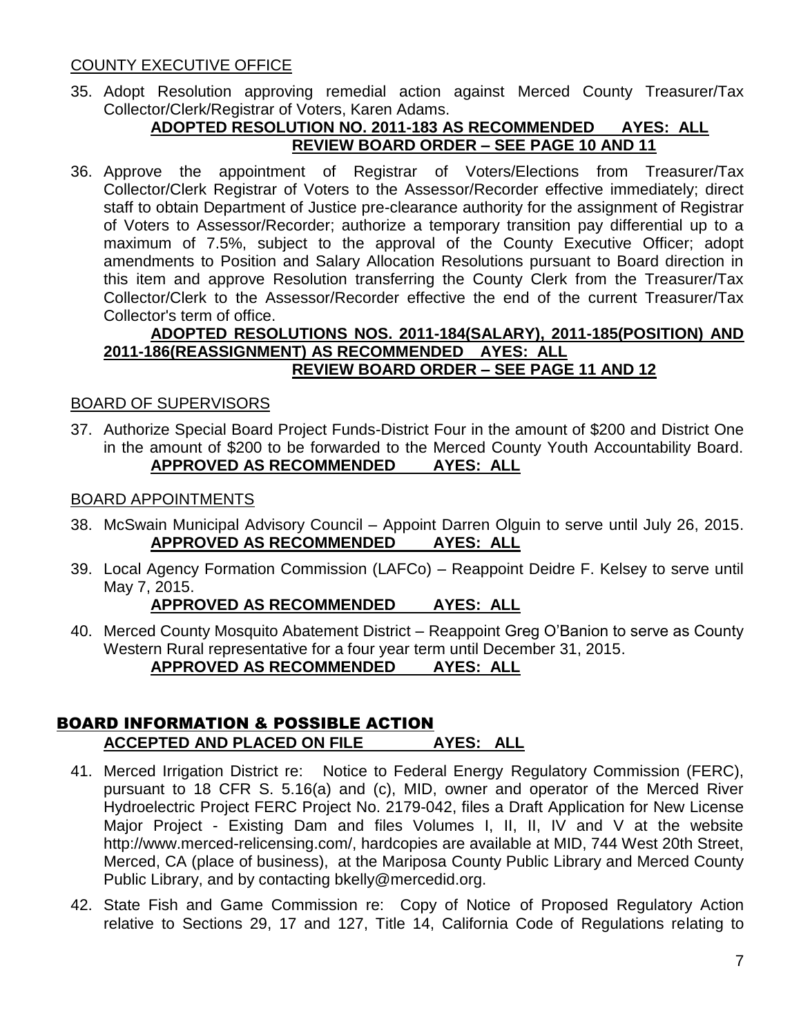COUNTY EXECUTIVE OFFICE

35. Adopt Resolution approving remedial action against Merced County Treasurer/Tax Collector/Clerk/Registrar of Voters, Karen Adams.

    **ADOPTED RESOLUTION NO. 2011-183 AS RECOMMENDED AYES: ALL**
    **REVIEW BOARD ORDER – SEE PAGE 10 AND 11**

36. Approve the appointment of Registrar of Voters/Elections from Treasurer/Tax Collector/Clerk Registrar of Voters to the Assessor/Recorder effective immediately; direct staff to obtain Department of Justice pre-clearance authority for the assignment of Registrar of Voters to Assessor/Recorder; authorize a temporary transition pay differential up to a maximum of 7.5%, subject to the approval of the County Executive Officer; adopt amendments to Position and Salary Allocation Resolutions pursuant to Board direction in this item and approve Resolution transferring the County Clerk from the Treasurer/Tax Collector/Clerk to the Assessor/Recorder effective the end of the current Treasurer/Tax Collector's term of office.

    **ADOPTED RESOLUTIONS NOS. 2011-184(SALARY), 2011-185(POSITION) AND 2011-186(REASSIGNMENT) AS RECOMMENDED AYES: ALL**
    **REVIEW BOARD ORDER – SEE PAGE 11 AND 12**

BOARD OF SUPERVISORS

37. Authorize Special Board Project Funds-District Four in the amount of $200 and District One in the amount of $200 to be forwarded to the Merced County Youth Accountability Board.

    **APPROVED AS RECOMMENDED AYES: ALL**

BOARD APPOINTMENTS

38. McSwain Municipal Advisory Council – Appoint Darren Olguin to serve until July 26, 2015.

    **APPROVED AS RECOMMENDED AYES: ALL**

39. Local Agency Formation Commission (LAFCo) – Reappoint Deidre F. Kelsey to serve until May 7, 2015.

    **APPROVED AS RECOMMENDED AYES: ALL**

40. Merced County Mosquito Abatement District – Reappoint Greg O'Banion to serve as County Western Rural representative for a four year term until December 31, 2015.

    **APPROVED AS RECOMMENDED AYES: ALL**

## BOARD INFORMATION & POSSIBLE ACTION

**ACCEPTED AND PLACED ON FILE AYES: ALL**

41. Merced Irrigation District re: Notice to Federal Energy Regulatory Commission (FERC), pursuant to 18 CFR S. 5.16(a) and (c), MID, owner and operator of the Merced River Hydroelectric Project FERC Project No. 2179-042, files a Draft Application for New License Major Project - Existing Dam and files Volumes I, II, II, IV and V at the website http://www.merced-relicensing.com/, hardcopies are available at MID, 744 West 20th Street, Merced, CA (place of business), at the Mariposa County Public Library and Merced County Public Library, and by contacting bkelly@mercedid.org.

42. State Fish and Game Commission re: Copy of Notice of Proposed Regulatory Action relative to Sections 29, 17 and 127, Title 14, California Code of Regulations relating to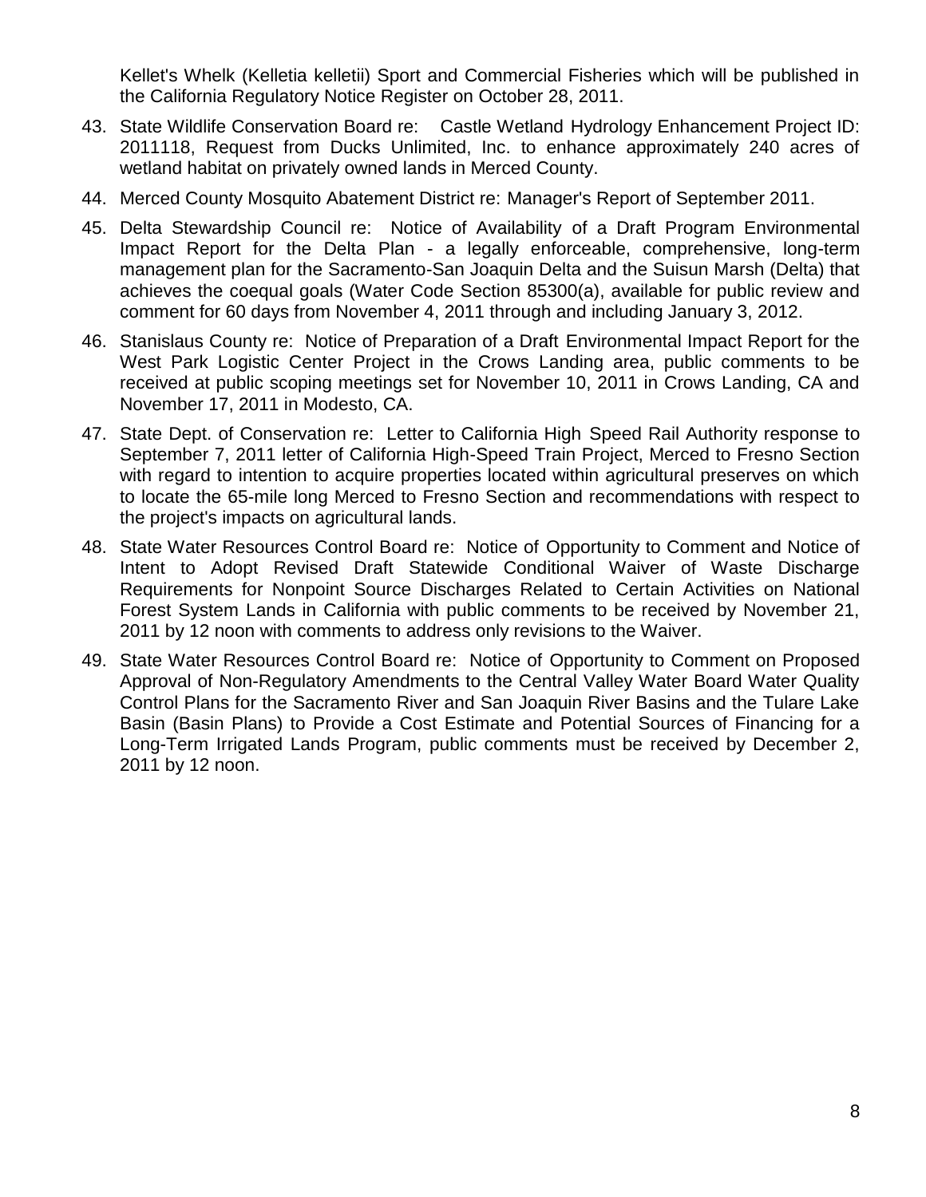Kellet's Whelk (Kelletia kelletii) Sport and Commercial Fisheries which will be published in the California Regulatory Notice Register on October 28, 2011.

43. State Wildlife Conservation Board re: Castle Wetland Hydrology Enhancement Project ID: 2011118, Request from Ducks Unlimited, Inc. to enhance approximately 240 acres of wetland habitat on privately owned lands in Merced County.

44. Merced County Mosquito Abatement District re: Manager's Report of September 2011.

45. Delta Stewardship Council re: Notice of Availability of a Draft Program Environmental Impact Report for the Delta Plan - a legally enforceable, comprehensive, long-term management plan for the Sacramento-San Joaquin Delta and the Suisun Marsh (Delta) that achieves the coequal goals (Water Code Section 85300(a), available for public review and comment for 60 days from November 4, 2011 through and including January 3, 2012.

46. Stanislaus County re: Notice of Preparation of a Draft Environmental Impact Report for the West Park Logistic Center Project in the Crows Landing area, public comments to be received at public scoping meetings set for November 10, 2011 in Crows Landing, CA and November 17, 2011 in Modesto, CA.

47. State Dept. of Conservation re: Letter to California High Speed Rail Authority response to September 7, 2011 letter of California High-Speed Train Project, Merced to Fresno Section with regard to intention to acquire properties located within agricultural preserves on which to locate the 65-mile long Merced to Fresno Section and recommendations with respect to the project's impacts on agricultural lands.

48. State Water Resources Control Board re: Notice of Opportunity to Comment and Notice of Intent to Adopt Revised Draft Statewide Conditional Waiver of Waste Discharge Requirements for Nonpoint Source Discharges Related to Certain Activities on National Forest System Lands in California with public comments to be received by November 21, 2011 by 12 noon with comments to address only revisions to the Waiver.

49. State Water Resources Control Board re: Notice of Opportunity to Comment on Proposed Approval of Non-Regulatory Amendments to the Central Valley Water Board Water Quality Control Plans for the Sacramento River and San Joaquin River Basins and the Tulare Lake Basin (Basin Plans) to Provide a Cost Estimate and Potential Sources of Financing for a Long-Term Irrigated Lands Program, public comments must be received by December 2, 2011 by 12 noon.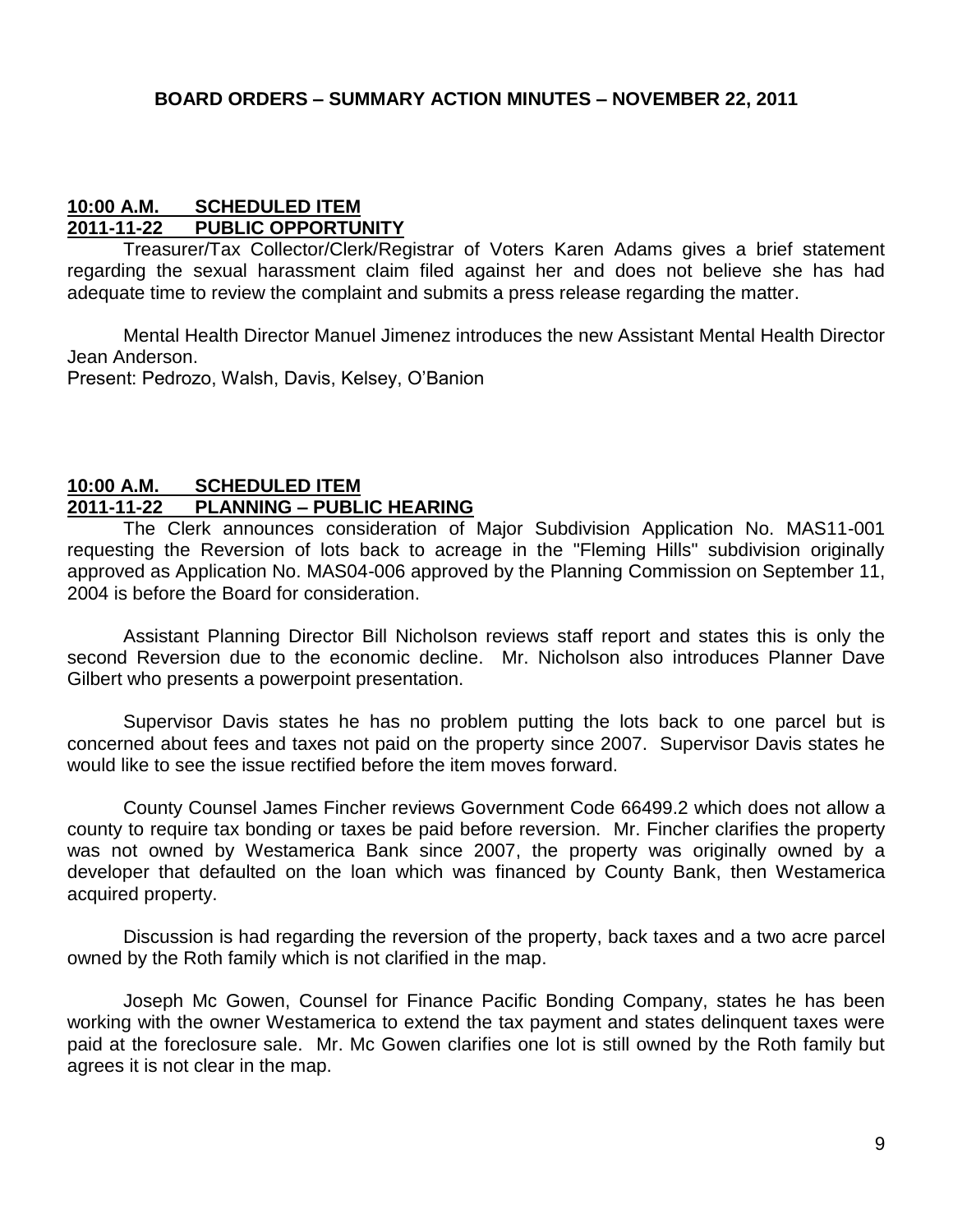# BOARD ORDERS – SUMMARY ACTION MINUTES – NOVEMBER 22, 2011

## 10:00 A.M. SCHEDULED ITEM
## 2011-11-22 PUBLIC OPPORTUNITY

Treasurer/Tax Collector/Clerk/Registrar of Voters Karen Adams gives a brief statement regarding the sexual harassment claim filed against her and does not believe she has had adequate time to review the complaint and submits a press release regarding the matter.

Mental Health Director Manuel Jimenez introduces the new Assistant Mental Health Director Jean Anderson.

Present: Pedrozo, Walsh, Davis, Kelsey, O'Banion

## 10:00 A.M. SCHEDULED ITEM
## 2011-11-22 PLANNING – PUBLIC HEARING

The Clerk announces consideration of Major Subdivision Application No. MAS11-001 requesting the Reversion of lots back to acreage in the "Fleming Hills" subdivision originally approved as Application No. MAS04-006 approved by the Planning Commission on September 11, 2004 is before the Board for consideration.

Assistant Planning Director Bill Nicholson reviews staff report and states this is only the second Reversion due to the economic decline. Mr. Nicholson also introduces Planner Dave Gilbert who presents a powerpoint presentation.

Supervisor Davis states he has no problem putting the lots back to one parcel but is concerned about fees and taxes not paid on the property since 2007. Supervisor Davis states he would like to see the issue rectified before the item moves forward.

County Counsel James Fincher reviews Government Code 66499.2 which does not allow a county to require tax bonding or taxes be paid before reversion. Mr. Fincher clarifies the property was not owned by Westamerica Bank since 2007, the property was originally owned by a developer that defaulted on the loan which was financed by County Bank, then Westamerica acquired property.

Discussion is had regarding the reversion of the property, back taxes and a two acre parcel owned by the Roth family which is not clarified in the map.

Joseph Mc Gowen, Counsel for Finance Pacific Bonding Company, states he has been working with the owner Westamerica to extend the tax payment and states delinquent taxes were paid at the foreclosure sale. Mr. Mc Gowen clarifies one lot is still owned by the Roth family but agrees it is not clear in the map.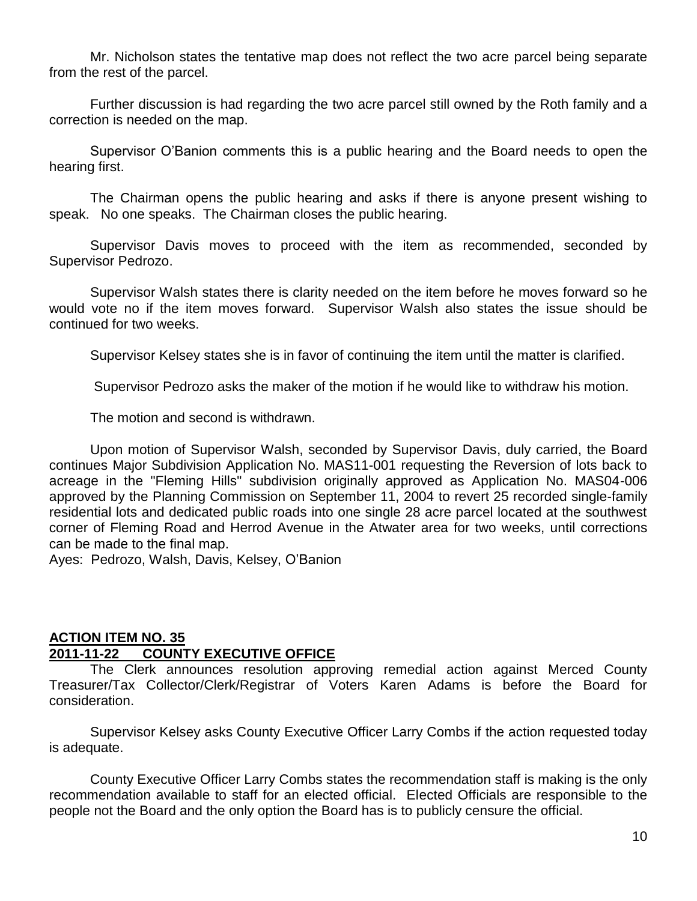Mr. Nicholson states the tentative map does not reflect the two acre parcel being separate from the rest of the parcel.

Further discussion is had regarding the two acre parcel still owned by the Roth family and a correction is needed on the map.

Supervisor O'Banion comments this is a public hearing and the Board needs to open the hearing first.

The Chairman opens the public hearing and asks if there is anyone present wishing to speak. No one speaks. The Chairman closes the public hearing.

Supervisor Davis moves to proceed with the item as recommended, seconded by Supervisor Pedrozo.

Supervisor Walsh states there is clarity needed on the item before he moves forward so he would vote no if the item moves forward. Supervisor Walsh also states the issue should be continued for two weeks.

Supervisor Kelsey states she is in favor of continuing the item until the matter is clarified.

Supervisor Pedrozo asks the maker of the motion if he would like to withdraw his motion.

The motion and second is withdrawn.

Upon motion of Supervisor Walsh, seconded by Supervisor Davis, duly carried, the Board continues Major Subdivision Application No. MAS11-001 requesting the Reversion of lots back to acreage in the "Fleming Hills" subdivision originally approved as Application No. MAS04-006 approved by the Planning Commission on September 11, 2004 to revert 25 recorded single-family residential lots and dedicated public roads into one single 28 acre parcel located at the southwest corner of Fleming Road and Herrod Avenue in the Atwater area for two weeks, until corrections can be made to the final map.
Ayes: Pedrozo, Walsh, Davis, Kelsey, O'Banion

## ACTION ITEM NO. 35
## 2011-11-22 COUNTY EXECUTIVE OFFICE

The Clerk announces resolution approving remedial action against Merced County Treasurer/Tax Collector/Clerk/Registrar of Voters Karen Adams is before the Board for consideration.

Supervisor Kelsey asks County Executive Officer Larry Combs if the action requested today is adequate.

County Executive Officer Larry Combs states the recommendation staff is making is the only recommendation available to staff for an elected official. Elected Officials are responsible to the people not the Board and the only option the Board has is to publicly censure the official.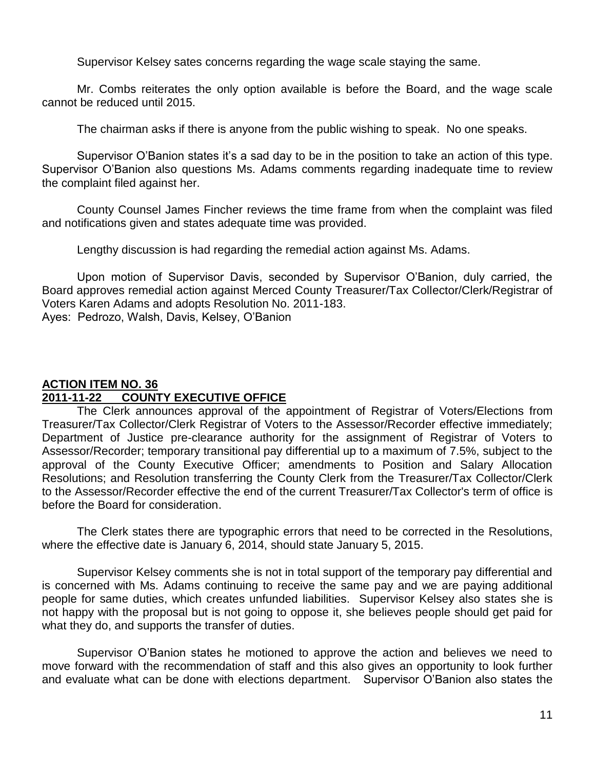Supervisor Kelsey sates concerns regarding the wage scale staying the same.

Mr. Combs reiterates the only option available is before the Board, and the wage scale cannot be reduced until 2015.

The chairman asks if there is anyone from the public wishing to speak. No one speaks.

Supervisor O'Banion states it's a sad day to be in the position to take an action of this type. Supervisor O'Banion also questions Ms. Adams comments regarding inadequate time to review the complaint filed against her.

County Counsel James Fincher reviews the time frame from when the complaint was filed and notifications given and states adequate time was provided.

Lengthy discussion is had regarding the remedial action against Ms. Adams.

Upon motion of Supervisor Davis, seconded by Supervisor O'Banion, duly carried, the Board approves remedial action against Merced County Treasurer/Tax Collector/Clerk/Registrar of Voters Karen Adams and adopts Resolution No. 2011-183.
Ayes: Pedrozo, Walsh, Davis, Kelsey, O'Banion

## ACTION ITEM NO. 36
## 2011-11-22 COUNTY EXECUTIVE OFFICE

The Clerk announces approval of the appointment of Registrar of Voters/Elections from Treasurer/Tax Collector/Clerk Registrar of Voters to the Assessor/Recorder effective immediately; Department of Justice pre-clearance authority for the assignment of Registrar of Voters to Assessor/Recorder; temporary transitional pay differential up to a maximum of 7.5%, subject to the approval of the County Executive Officer; amendments to Position and Salary Allocation Resolutions; and Resolution transferring the County Clerk from the Treasurer/Tax Collector/Clerk to the Assessor/Recorder effective the end of the current Treasurer/Tax Collector's term of office is before the Board for consideration.

The Clerk states there are typographic errors that need to be corrected in the Resolutions, where the effective date is January 6, 2014, should state January 5, 2015.

Supervisor Kelsey comments she is not in total support of the temporary pay differential and is concerned with Ms. Adams continuing to receive the same pay and we are paying additional people for same duties, which creates unfunded liabilities. Supervisor Kelsey also states she is not happy with the proposal but is not going to oppose it, she believes people should get paid for what they do, and supports the transfer of duties.

Supervisor O'Banion states he motioned to approve the action and believes we need to move forward with the recommendation of staff and this also gives an opportunity to look further and evaluate what can be done with elections department. Supervisor O'Banion also states the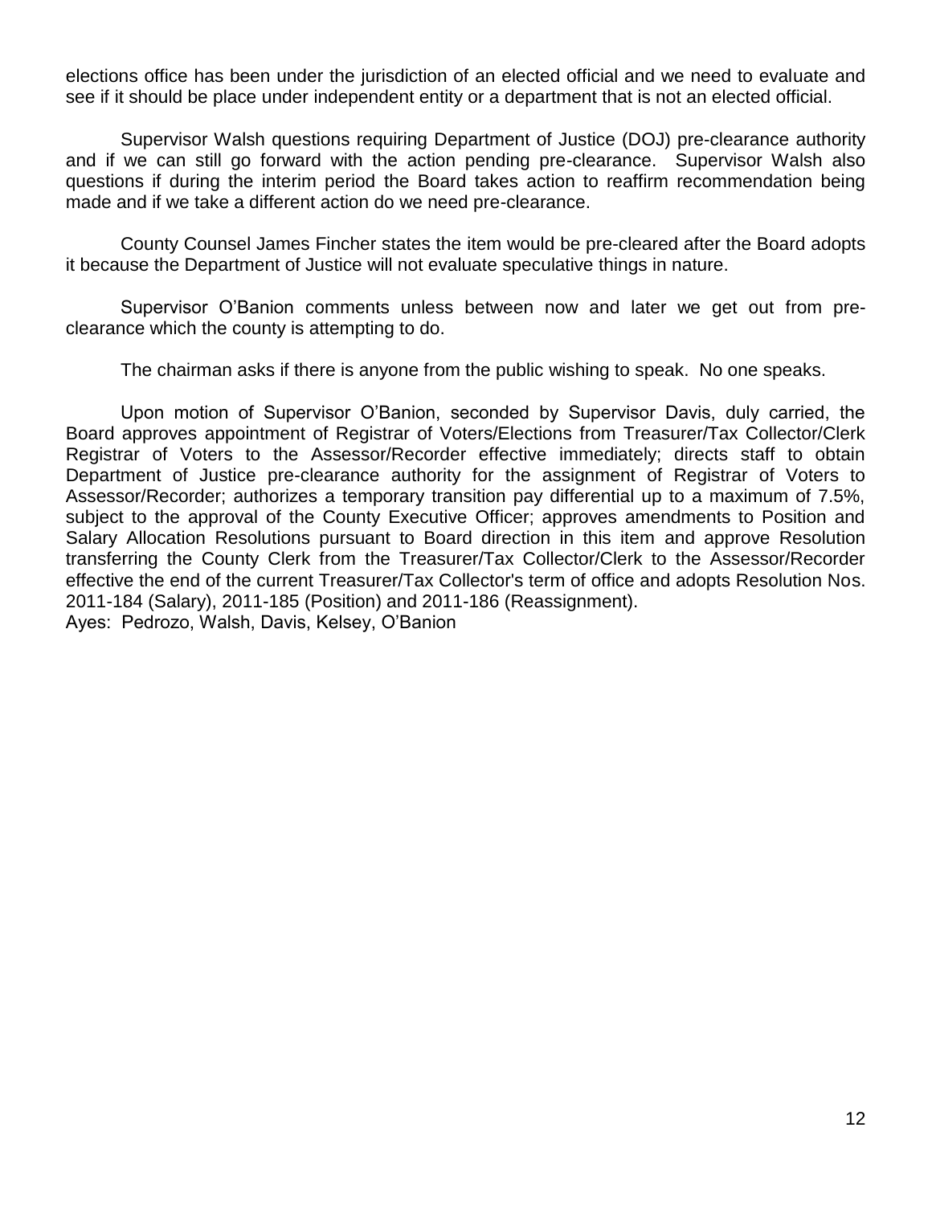elections office has been under the jurisdiction of an elected official and we need to evaluate and see if it should be place under independent entity or a department that is not an elected official.

Supervisor Walsh questions requiring Department of Justice (DOJ) pre-clearance authority and if we can still go forward with the action pending pre-clearance. Supervisor Walsh also questions if during the interim period the Board takes action to reaffirm recommendation being made and if we take a different action do we need pre-clearance.

County Counsel James Fincher states the item would be pre-cleared after the Board adopts it because the Department of Justice will not evaluate speculative things in nature.

Supervisor O'Banion comments unless between now and later we get out from pre-clearance which the county is attempting to do.

The chairman asks if there is anyone from the public wishing to speak. No one speaks.

Upon motion of Supervisor O'Banion, seconded by Supervisor Davis, duly carried, the Board approves appointment of Registrar of Voters/Elections from Treasurer/Tax Collector/Clerk Registrar of Voters to the Assessor/Recorder effective immediately; directs staff to obtain Department of Justice pre-clearance authority for the assignment of Registrar of Voters to Assessor/Recorder; authorizes a temporary transition pay differential up to a maximum of 7.5%, subject to the approval of the County Executive Officer; approves amendments to Position and Salary Allocation Resolutions pursuant to Board direction in this item and approve Resolution transferring the County Clerk from the Treasurer/Tax Collector/Clerk to the Assessor/Recorder effective the end of the current Treasurer/Tax Collector's term of office and adopts Resolution Nos. 2011-184 (Salary), 2011-185 (Position) and 2011-186 (Reassignment).
Ayes: Pedrozo, Walsh, Davis, Kelsey, O'Banion